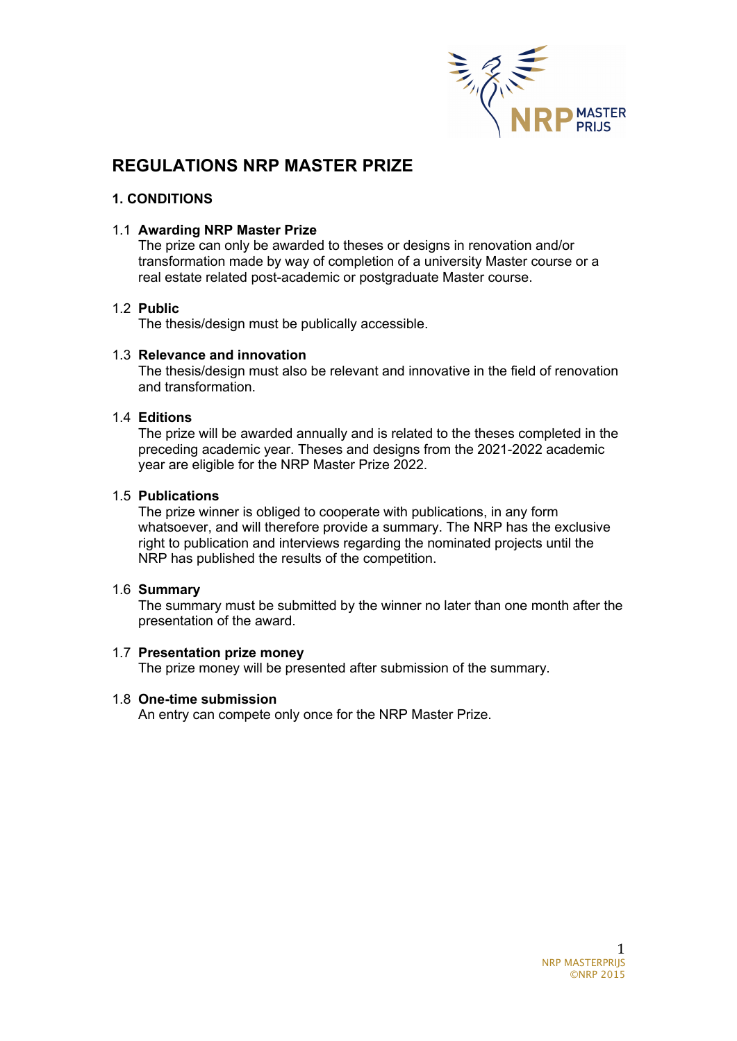# REGULATIONS NRP MASTER PRIZE

## 1. CONDITIONS

### 1.1 Awarding NRP Master Prize

The prize can only be awarded to theses or designs in renovation and/or transformation made by way of completion of a university Master course or a real estate related post-academic or postgraduate Master course.

### 1.2 Public

The thesis/design must be publically accessible.

### 1.3 Relevance and innovation

The thesis/design must also be relevant and innovative in the field of renovation and transformation.

### 1.4 Editions

The prize will be awarded annually and is related to the theses completed in the preceding academic year. Theses and designs from the 2021-2022 academic year are eligible for the NRP Master Prize 2022.

### 1.5 Publications

The prize winner is obliged to cooperate with publications, in any form whatsoever, and will therefore provide a summary. The NRP has the exclusive right to publication and interviews regarding the nominated projects until the NRP has published the results of the competition.

### 1.6 Summary

The summary must be submitted by the winner no later than one month after the presentation of the award.

### 1.7 Presentation prize money

The prize money will be presented after submission of the summary.

### 1.8 One-time submission

An entry can compete only once for the NRP Master Prize.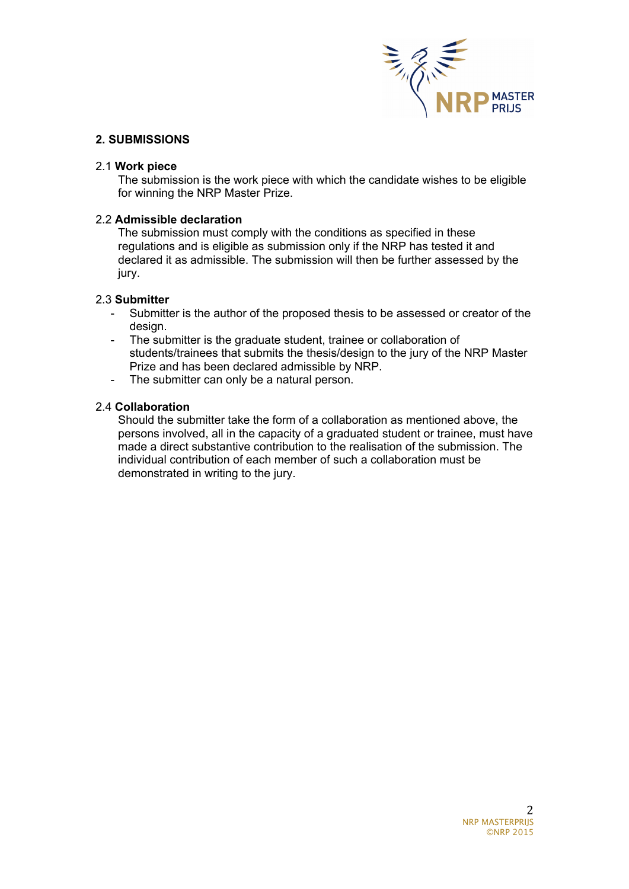## 2. SUBMISSIONS

### 2.1 **Work piece**

The submission is the work piece with which the candidate wishes to be eligible for winning the NRP Master Prize.

### 2.2 **Admissible declaration**

The submission must comply with the conditions as specified in these regulations and is eligible as submission only if the NRP has tested it and declared it as admissible. The submission will then be further assessed by the jury.

### 2.3 **Submitter**

- Submitter is the author of the proposed thesis to be assessed or creator of the design.
- The submitter is the graduate student, trainee or collaboration of students/trainees that submits the thesis/design to the jury of the NRP Master Prize and has been declared admissible by NRP.
- The submitter can only be a natural person.

### 2.4 **Collaboration**

Should the submitter take the form of a collaboration as mentioned above, the persons involved, all in the capacity of a graduated student or trainee, must have made a direct substantive contribution to the realisation of the submission. The individual contribution of each member of such a collaboration must be demonstrated in writing to the jury.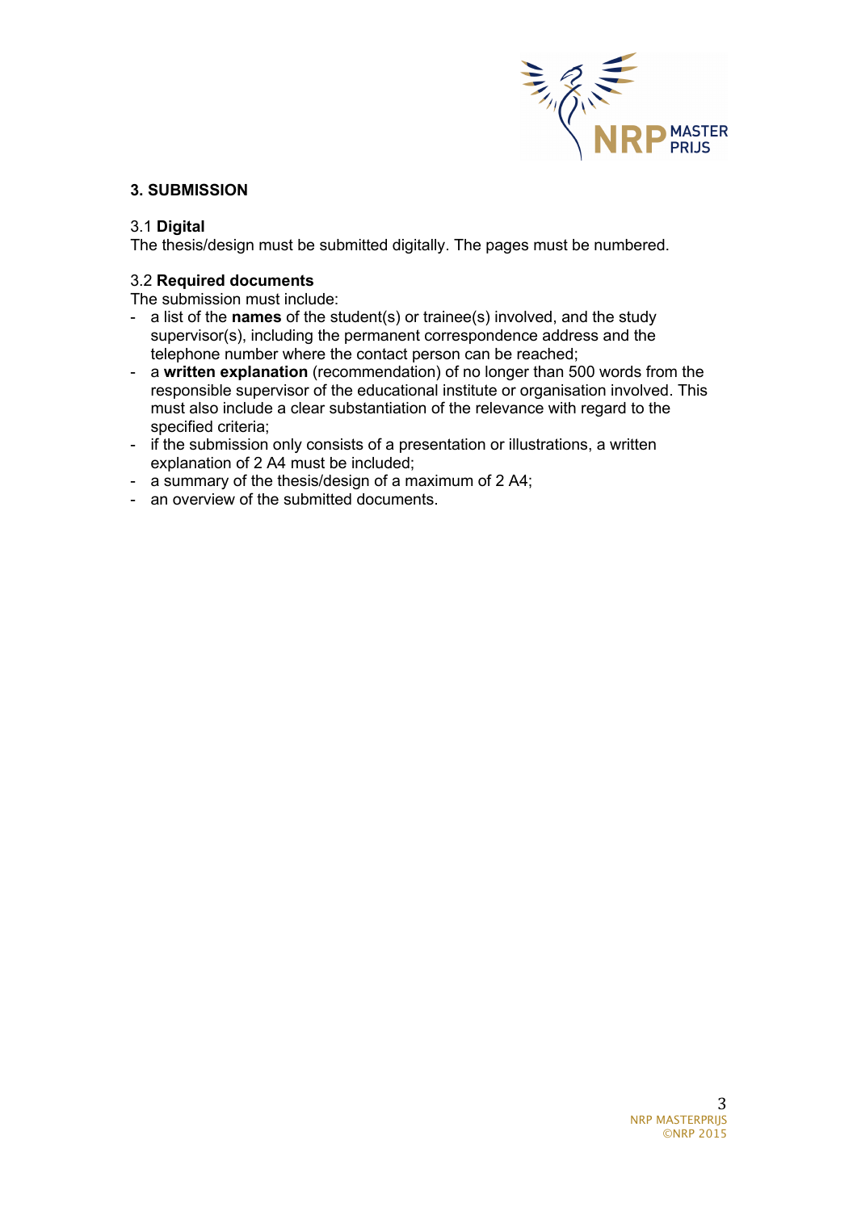## 3. SUBMISSION

### 3.1 **Digital**

The thesis/design must be submitted digitally. The pages must be numbered.

### 3.2 **Required documents**

The submission must include:

- a list of the **names** of the student(s) or trainee(s) involved, and the study supervisor(s), including the permanent correspondence address and the telephone number where the contact person can be reached;
- a **written explanation** (recommendation) of no longer than 500 words from the responsible supervisor of the educational institute or organisation involved. This must also include a clear substantiation of the relevance with regard to the specified criteria;
- if the submission only consists of a presentation or illustrations, a written explanation of 2 A4 must be included;
- a summary of the thesis/design of a maximum of 2 A4;
- an overview of the submitted documents.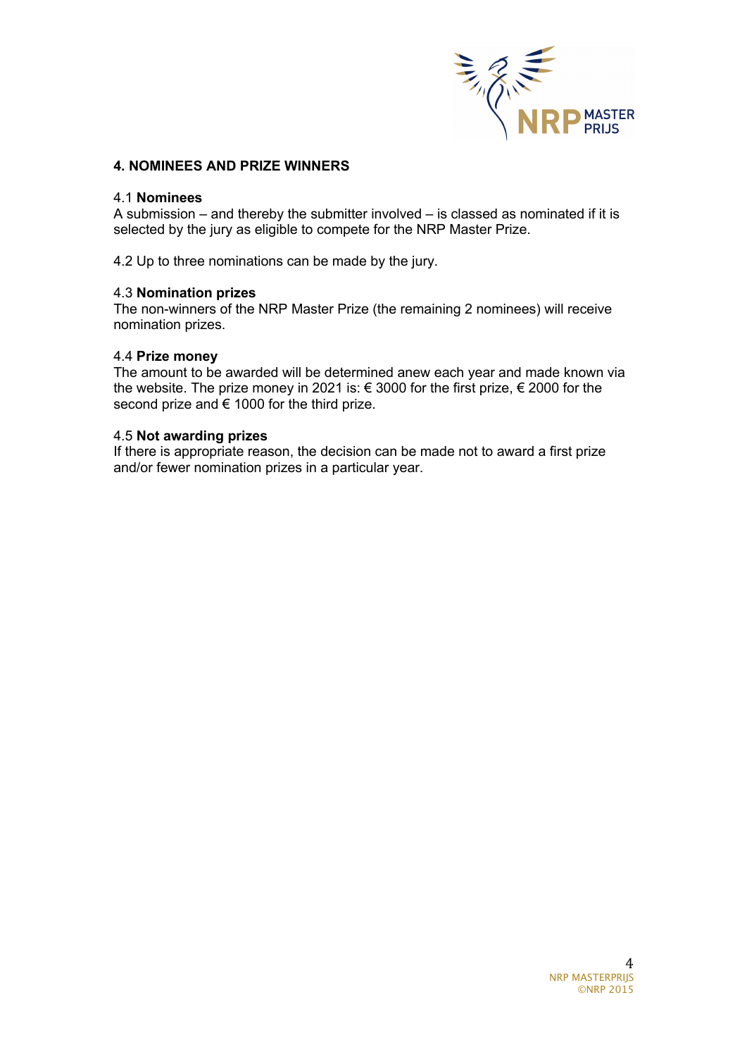## 4. NOMINEES AND PRIZE WINNERS

4.1 **Nominees**
A submission – and thereby the submitter involved – is classed as nominated if it is selected by the jury as eligible to compete for the NRP Master Prize.

4.2 Up to three nominations can be made by the jury.

4.3 **Nomination prizes**
The non-winners of the NRP Master Prize (the remaining 2 nominees) will receive nomination prizes.

4.4 **Prize money**
The amount to be awarded will be determined anew each year and made known via the website. The prize money in 2021 is: € 3000 for the first prize, € 2000 for the second prize and € 1000 for the third prize.

4.5 **Not awarding prizes**
If there is appropriate reason, the decision can be made not to award a first prize and/or fewer nomination prizes in a particular year.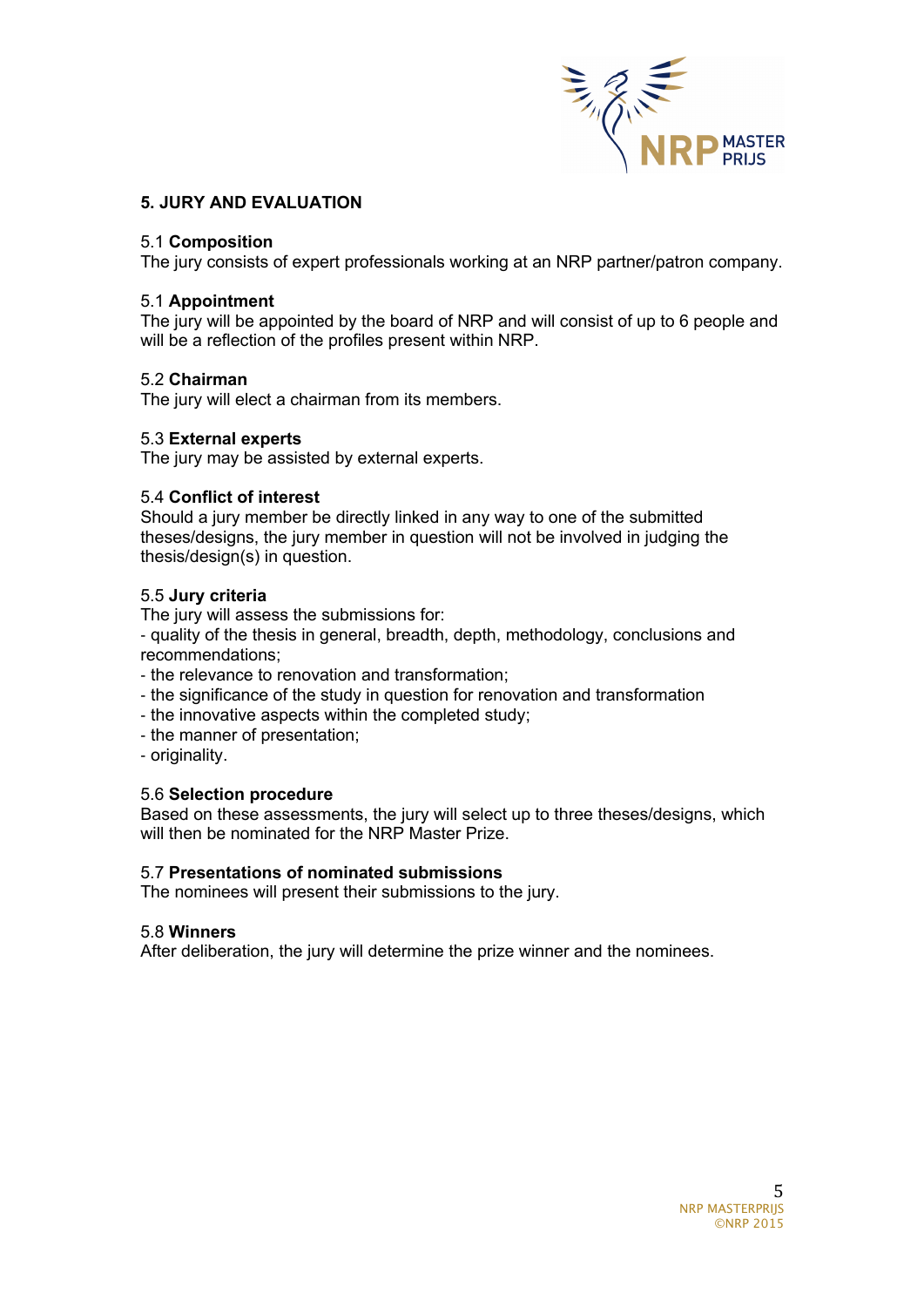## 5. JURY AND EVALUATION

5.1 **Composition**
The jury consists of expert professionals working at an NRP partner/patron company.

5.1 **Appointment**
The jury will be appointed by the board of NRP and will consist of up to 6 people and will be a reflection of the profiles present within NRP.

5.2 **Chairman**
The jury will elect a chairman from its members.

5.3 **External experts**
The jury may be assisted by external experts.

5.4 **Conflict of interest**
Should a jury member be directly linked in any way to one of the submitted theses/designs, the jury member in question will not be involved in judging the thesis/design(s) in question.

5.5 **Jury criteria**
The jury will assess the submissions for:
- quality of the thesis in general, breadth, depth, methodology, conclusions and recommendations;
- the relevance to renovation and transformation;
- the significance of the study in question for renovation and transformation
- the innovative aspects within the completed study;
- the manner of presentation;
- originality.

5.6 **Selection procedure**
Based on these assessments, the jury will select up to three theses/designs, which will then be nominated for the NRP Master Prize.

5.7 **Presentations of nominated submissions**
The nominees will present their submissions to the jury.

5.8 **Winners**
After deliberation, the jury will determine the prize winner and the nominees.